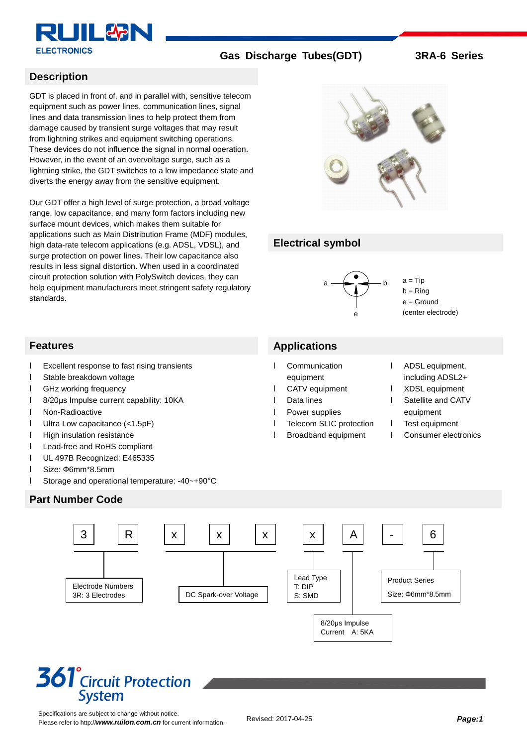# Gas Discharge Tubes(GDT) 3RA-6 Series

## Description

GDT is placed in front of, and in parallel with, sensitive telecom equipment such as power lines, communication lines, signal lines and data transmission lines to help protect them from damage caused by transient surge voltages that may result from lightning strikes and equipment switching operations. These devices do not influence the signal in normal operation. However, in the event of an overvoltage surge, such as a lightning strike, the GDT switches to a low impedance state and diverts the energy away from the sensitive equipment.

Our GDT offer a high level of surge protection, a broad voltage range, low capacitance, and many form factors including new surface mount devices, which makes them suitable for applications such as Main Distribution Frame (MDF) modules, high data-rate telecom applications (e.g. ADSL, VDSL), and surge protection on power lines. Their low capacitance also results in less signal distortion. When used in a coordinated circuit protection solution with PolySwitch devices, they can help equipment manufacturers meet stringent safety regulatory standards.

## Electrical symbol

a = Tip
b = Ring
e = Ground
(center electrode)

## Features

- Excellent response to fast rising transients
- Stable breakdown voltage
- GHz working frequency
- 8/20μs Impulse current capability: 10KA
- Non-Radioactive
- Ultra Low capacitance (<1.5pF)
- High insulation resistance
- Lead-free and RoHS compliant
- UL 497B Recognized: E465335
- Size: Φ6mm*8.5mm
- Storage and operational temperature: -40~+90°C

## Applications

- Communication equipment
- CATV equipment
- Data lines
- Power supplies
- Telecom SLIC protection
- Broadband equipment
- ADSL equipment, including ADSL2+
- XDSL equipment
- Satellite and CATV equipment
- Test equipment
- Consumer electronics

## Part Number Code

3 R x x x x A - 6

- 3R: Electrode Numbers — 3R: 3 Electrodes
- xxx: DC Spark-over Voltage
- x: Lead Type — T: DIP, S: SMD
- A: 8/20μs Impulse Current — A: 5KA
- 6: Product Series — Size: Φ6mm*8.5mm

Specifications are subject to change without notice.
Please refer to http://**www.ruilon.com.cn** for current information.

Revised: 2017-04-25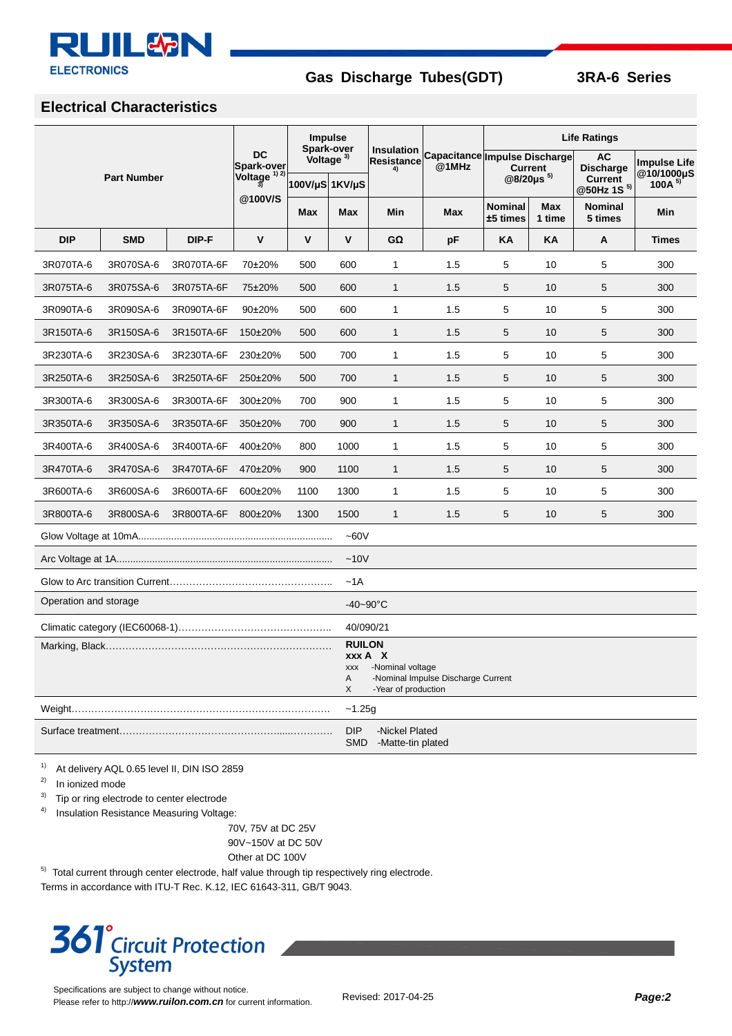## Electrical Characteristics

| Part Number | | | DC Spark-over Voltage [1) 2) 3)] @100V/S | Impulse Spark-over Voltage [3)] | | Insulation Resistance [4)] | Capacitance @1MHz | Life Ratings | | | |
|---|---|---|---|---|---|---|---|---|---|---|---|
| | | | | 100V/μS | 1KV/μS | | | Impulse Discharge Current @8/20μs [5)] | | AC Discharge Current @50Hz 1S [5)] | Impulse Life @10/1000μS 100A [5)] |
| | | | | Max | Max | Min | Max | Nominal ±5 times | Max 1 time | Nominal 5 times | Min |
| DIP | SMD | DIP-F | V | V | V | GΩ | pF | KA | KA | A | Times |
| 3R070TA-6 | 3R070SA-6 | 3R070TA-6F | 70±20% | 500 | 600 | 1 | 1.5 | 5 | 10 | 5 | 300 |
| 3R075TA-6 | 3R075SA-6 | 3R075TA-6F | 75±20% | 500 | 600 | 1 | 1.5 | 5 | 10 | 5 | 300 |
| 3R090TA-6 | 3R090SA-6 | 3R090TA-6F | 90±20% | 500 | 600 | 1 | 1.5 | 5 | 10 | 5 | 300 |
| 3R150TA-6 | 3R150SA-6 | 3R150TA-6F | 150±20% | 500 | 600 | 1 | 1.5 | 5 | 10 | 5 | 300 |
| 3R230TA-6 | 3R230SA-6 | 3R230TA-6F | 230±20% | 500 | 700 | 1 | 1.5 | 5 | 10 | 5 | 300 |
| 3R250TA-6 | 3R250SA-6 | 3R250TA-6F | 250±20% | 500 | 700 | 1 | 1.5 | 5 | 10 | 5 | 300 |
| 3R300TA-6 | 3R300SA-6 | 3R300TA-6F | 300±20% | 700 | 900 | 1 | 1.5 | 5 | 10 | 5 | 300 |
| 3R350TA-6 | 3R350SA-6 | 3R350TA-6F | 350±20% | 700 | 900 | 1 | 1.5 | 5 | 10 | 5 | 300 |
| 3R400TA-6 | 3R400SA-6 | 3R400TA-6F | 400±20% | 800 | 1000 | 1 | 1.5 | 5 | 10 | 5 | 300 |
| 3R470TA-6 | 3R470SA-6 | 3R470TA-6F | 470±20% | 900 | 1100 | 1 | 1.5 | 5 | 10 | 5 | 300 |
| 3R600TA-6 | 3R600SA-6 | 3R600TA-6F | 600±20% | 1100 | 1300 | 1 | 1.5 | 5 | 10 | 5 | 300 |
| 3R800TA-6 | 3R800SA-6 | 3R800TA-6F | 800±20% | 1300 | 1500 | 1 | 1.5 | 5 | 10 | 5 | 300 |

| | |
|---|---|
| Glow Voltage at 10mA | ~60V |
| Arc Voltage at 1A | ~10V |
| Glow to Arc transition Current | ~1A |
| Operation and storage | -40~90°C |
| Climatic category (IEC60068-1) | 40/090/21 |
| Marking, Black | **RUILON**<br>**xxx A X**<br>xxx -Nominal voltage<br>A -Nominal Impulse Discharge Current<br>X -Year of production |
| Weight | ~1.25g |
| Surface treatment | DIP -Nickel Plated<br>SMD -Matte-tin plated |

1) At delivery AQL 0.65 level II, DIN ISO 2859

2) In ionized mode

3) Tip or ring electrode to center electrode

4) Insulation Resistance Measuring Voltage:

70V, 75V at DC 25V
90V~150V at DC 50V
Other at DC 100V

5) Total current through center electrode, half value through tip respectively ring electrode.

Terms in accordance with ITU-T Rec. K.12, IEC 61643-311, GB/T 9043.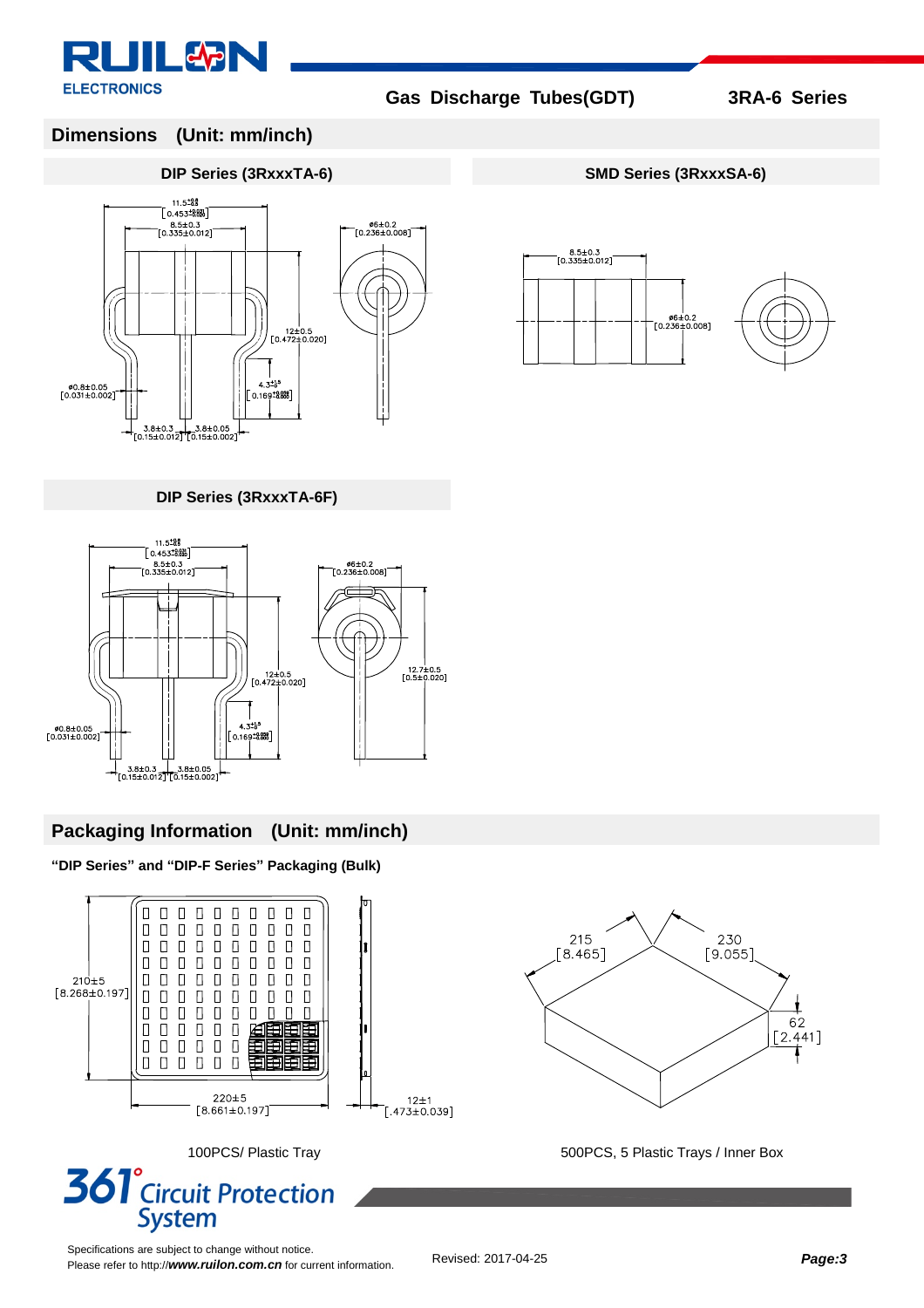## Dimensions (Unit: mm/inch)

### DIP Series (3RxxxTA-6)

11.5 $^{+0.8}_{-0.5}$ [0.453 $^{+0.031}_{-0.020}$]

8.5±0.3 [0.335±0.012]

ø6±0.2 [0.236±0.008]

12±0.5 [0.472±0.020]

ø0.8±0.05 [0.031±0.002]

4.3 $^{+1}_{-0}$ [0.169 $^{+0.039}_{-0.000}$]

3.8±0.3 [0.15±0.012]

3.8±0.05 [0.15±0.002]

### SMD Series (3RxxxSA-6)

8.5±0.3 [0.335±0.012]

ø6±0.2 [0.236±0.008]

### DIP Series (3RxxxTA-6F)

11.5 $^{+0.8}_{-0.5}$ [0.453 $^{+0.031}_{-0.020}$]

8.5±0.3 [0.335±0.012]

ø6±0.2 [0.236±0.008]

12±0.5 [0.472±0.020]

12.7±0.5 [0.5±0.020]

ø0.8±0.05 [0.031±0.002]

4.3 $^{+1}_{-0}$ [0.169 $^{+0.039}_{-0.000}$]

3.8±0.3 [0.15±0.012]

3.8±0.05 [0.15±0.002]

## Packaging Information (Unit: mm/inch)

**"DIP Series" and "DIP-F Series" Packaging (Bulk)**

210±5 [8.268±0.197]

220±5 [8.661±0.197]

12±1 [.473±0.039]

100PCS/ Plastic Tray

215 [8.465]

230 [9.055]

62 [2.441]

500PCS, 5 Plastic Trays / Inner Box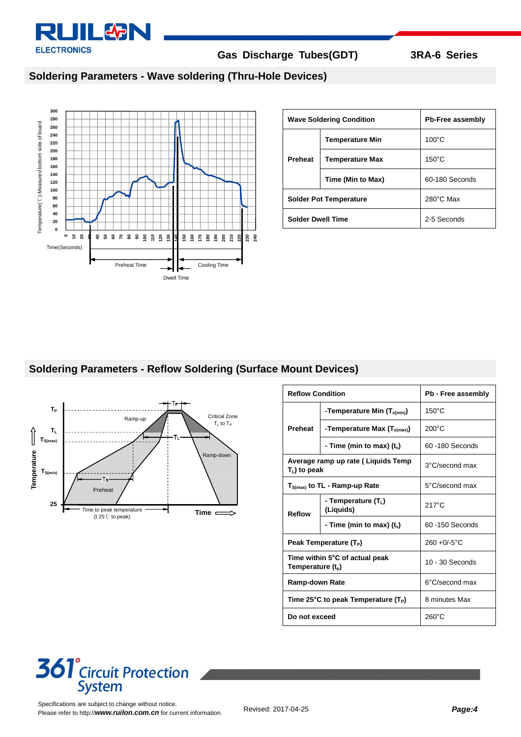## Soldering Parameters - Wave soldering (Thru-Hole Devices)

Temperature(℃)-Measured bottom side of board

300
280
260
240
220
200
180
160
140
120
100
80
60
40
20
0

0 10 20 30 40 50 60 70 80 90 100 110 120 130 140 150 160 170 180 190 200 210 220 230 240

Time(Seconds)

Preheat Time

Dwell Time

Cooling Time

| Wave Soldering Condition | | Pb-Free assembly |
|---|---|---|
| Preheat | Temperature Min | 100°C |
| | Temperature Max | 150°C |
| | Time (Min to Max) | 60-180 Seconds |
| Solder Pot Temperature | | 280°C Max |
| Solder Dwell Time | | 2-5 Seconds |

## Soldering Parameters - Reflow Soldering (Surface Mount Devices)

$T_P$

$T_L$

$T_{S(max)}$

$T_{S(min)}$

25

Temperature

Ramp-up

Critical Zone
$T_L$ to $T_P$

Ramp-down

Ts

Preheat

Time to peak temperature
(t 25℃ to peak)

Time

| Reflow Condition | | Pb - Free assembly |
|---|---|---|
| Preheat | -Temperature Min ($T_{s(min)}$) | 150°C |
| | -Temperature Max ($T_{s(max)}$) | 200°C |
| | - Time (min to max) ($t_s$) | 60 -180 Seconds |
| Average ramp up rate ( Liquids Temp $T_L$) to peak | | 3°C/second max |
| $T_{S(max)}$ to TL - Ramp-up Rate | | 5°C/second max |
| Reflow | - Temperature ($T_L$) (Liquids) | 217°C |
| | - Time (min to max) ($t_s$) | 60 -150 Seconds |
| Peak Temperature ($T_P$) | | 260 +0/-5°C |
| Time within 5°C of actual peak Temperature ($t_p$) | | 10 - 30 Seconds |
| Ramp-down Rate | | 6°C/second max |
| Time 25°C to peak Temperature ($T_P$) | | 8 minutes Max |
| Do not exceed | | 260°C |

Specifications are subject to change without notice.
Please refer to http://***www.ruilon.com.cn*** for current information.

Revised: 2017-04-25